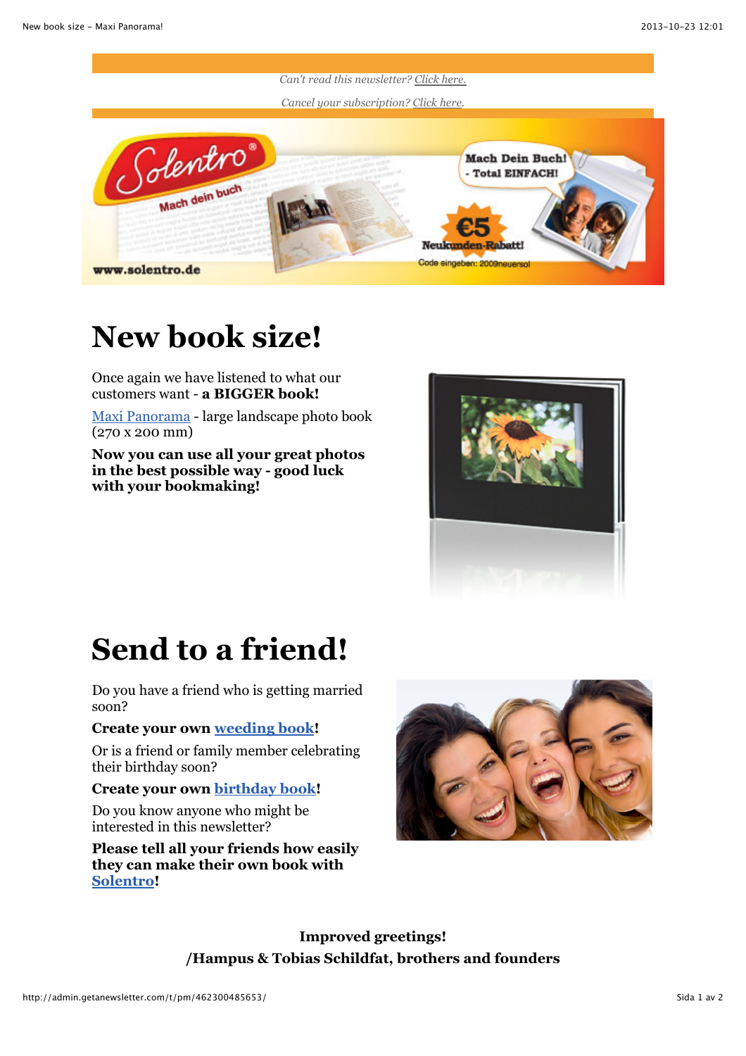*Can't read this newsletter? Click here.*

*Cancel your subscription? Click here.*

# New book size!

Once again we have listened to what our customers want - **a BIGGER book!**

Maxi Panorama - large landscape photo book (270 x 200 mm)

**Now you can use all your great photos in the best possible way - good luck with your bookmaking!**

# Send to a friend!

Do you have a friend who is getting married soon?

**Create your own weeding book!**

Or is a friend or family member celebrating their birthday soon?

**Create your own birthday book!**

Do you know anyone who might be interested in this newsletter?

**Please tell all your friends how easily they can make their own book with Solentro!**

**Improved greetings!**

**/Hampus & Tobias Schildfat, brothers and founders**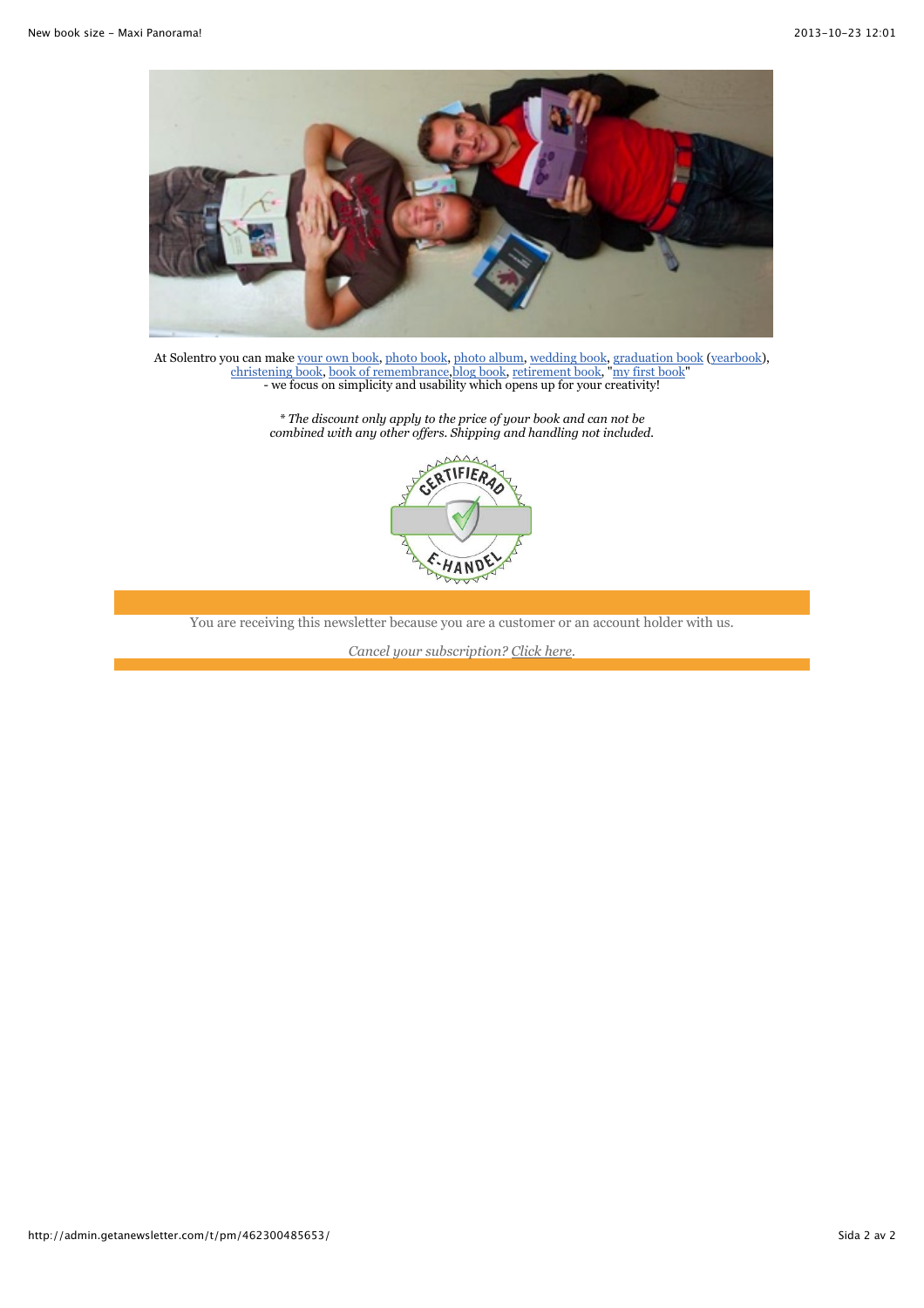At Solentro you can make your own book, photo book, photo album, wedding book, graduation book (yearbook), christening book, book of remembrance,blog book, retirement book, "my first book"
- we focus on simplicity and usability which opens up for your creativity!

*\* The discount only apply to the price of your book and can not be combined with any other offers. Shipping and handling not included.*

You are receiving this newsletter because you are a customer or an account holder with us.

*Cancel your subscription? Click here.*